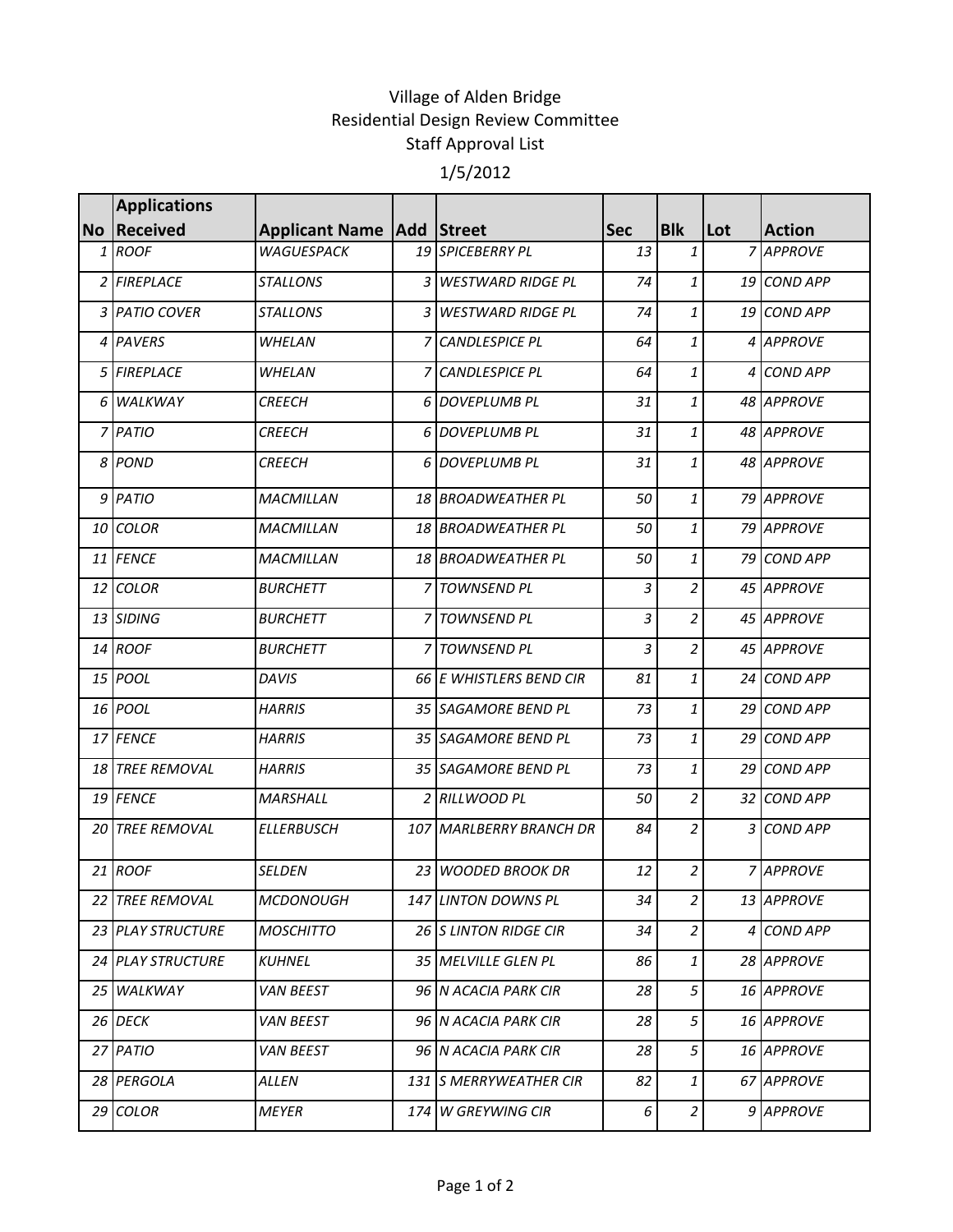# Village of Alden Bridge
## Residential Design Review Committee
## Staff Approval List
## 1/5/2012

| No | Applications Received | Applicant Name | Add | Street | Sec | Blk | Lot | Action |
|---|---|---|---|---|---|---|---|---|
| 1 | ROOF | WAGUESPACK | 19 | SPICEBERRY PL | 13 | 1 | 7 | APPROVE |
| 2 | FIREPLACE | STALLONS | 3 | WESTWARD RIDGE PL | 74 | 1 | 19 | COND APP |
| 3 | PATIO COVER | STALLONS | 3 | WESTWARD RIDGE PL | 74 | 1 | 19 | COND APP |
| 4 | PAVERS | WHELAN | 7 | CANDLESPICE PL | 64 | 1 | 4 | APPROVE |
| 5 | FIREPLACE | WHELAN | 7 | CANDLESPICE PL | 64 | 1 | 4 | COND APP |
| 6 | WALKWAY | CREECH | 6 | DOVEPLUMB PL | 31 | 1 | 48 | APPROVE |
| 7 | PATIO | CREECH | 6 | DOVEPLUMB PL | 31 | 1 | 48 | APPROVE |
| 8 | POND | CREECH | 6 | DOVEPLUMB PL | 31 | 1 | 48 | APPROVE |
| 9 | PATIO | MACMILLAN | 18 | BROADWEATHER PL | 50 | 1 | 79 | APPROVE |
| 10 | COLOR | MACMILLAN | 18 | BROADWEATHER PL | 50 | 1 | 79 | APPROVE |
| 11 | FENCE | MACMILLAN | 18 | BROADWEATHER PL | 50 | 1 | 79 | COND APP |
| 12 | COLOR | BURCHETT | 7 | TOWNSEND PL | 3 | 2 | 45 | APPROVE |
| 13 | SIDING | BURCHETT | 7 | TOWNSEND PL | 3 | 2 | 45 | APPROVE |
| 14 | ROOF | BURCHETT | 7 | TOWNSEND PL | 3 | 2 | 45 | APPROVE |
| 15 | POOL | DAVIS | 66 | E WHISTLERS BEND CIR | 81 | 1 | 24 | COND APP |
| 16 | POOL | HARRIS | 35 | SAGAMORE BEND PL | 73 | 1 | 29 | COND APP |
| 17 | FENCE | HARRIS | 35 | SAGAMORE BEND PL | 73 | 1 | 29 | COND APP |
| 18 | TREE REMOVAL | HARRIS | 35 | SAGAMORE BEND PL | 73 | 1 | 29 | COND APP |
| 19 | FENCE | MARSHALL | 2 | RILLWOOD PL | 50 | 2 | 32 | COND APP |
| 20 | TREE REMOVAL | ELLERBUSCH | 107 | MARLBERRY BRANCH DR | 84 | 2 | 3 | COND APP |
| 21 | ROOF | SELDEN | 23 | WOODED BROOK DR | 12 | 2 | 7 | APPROVE |
| 22 | TREE REMOVAL | MCDONOUGH | 147 | LINTON DOWNS PL | 34 | 2 | 13 | APPROVE |
| 23 | PLAY STRUCTURE | MOSCHITTO | 26 | S LINTON RIDGE CIR | 34 | 2 | 4 | COND APP |
| 24 | PLAY STRUCTURE | KUHNEL | 35 | MELVILLE GLEN PL | 86 | 1 | 28 | APPROVE |
| 25 | WALKWAY | VAN BEEST | 96 | N ACACIA PARK CIR | 28 | 5 | 16 | APPROVE |
| 26 | DECK | VAN BEEST | 96 | N ACACIA PARK CIR | 28 | 5 | 16 | APPROVE |
| 27 | PATIO | VAN BEEST | 96 | N ACACIA PARK CIR | 28 | 5 | 16 | APPROVE |
| 28 | PERGOLA | ALLEN | 131 | S MERRYWEATHER CIR | 82 | 1 | 67 | APPROVE |
| 29 | COLOR | MEYER | 174 | W GREYWING CIR | 6 | 2 | 9 | APPROVE |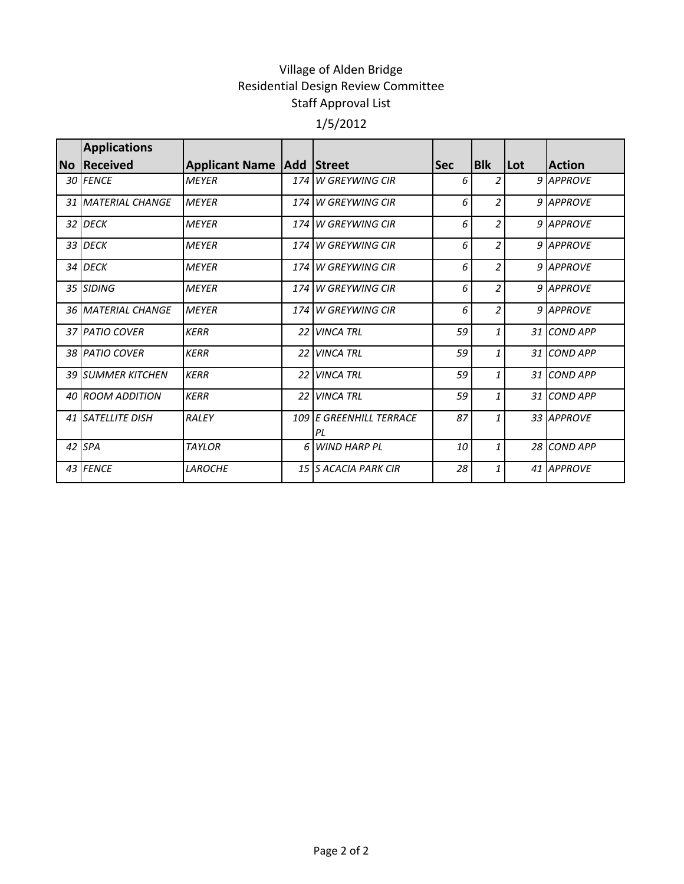Village of Alden Bridge
Residential Design Review Committee
Staff Approval List
1/5/2012

| No | Applications Received | Applicant Name | Add | Street | Sec | Blk | Lot | Action |
|---|---|---|---|---|---|---|---|---|
| *30* | *FENCE* | *MEYER* | *174* | *W GREYWING CIR* | *6* | *2* | *9* | *APPROVE* |
| *31* | *MATERIAL CHANGE* | *MEYER* | *174* | *W GREYWING CIR* | *6* | *2* | *9* | *APPROVE* |
| *32* | *DECK* | *MEYER* | *174* | *W GREYWING CIR* | *6* | *2* | *9* | *APPROVE* |
| *33* | *DECK* | *MEYER* | *174* | *W GREYWING CIR* | *6* | *2* | *9* | *APPROVE* |
| *34* | *DECK* | *MEYER* | *174* | *W GREYWING CIR* | *6* | *2* | *9* | *APPROVE* |
| *35* | *SIDING* | *MEYER* | *174* | *W GREYWING CIR* | *6* | *2* | *9* | *APPROVE* |
| *36* | *MATERIAL CHANGE* | *MEYER* | *174* | *W GREYWING CIR* | *6* | *2* | *9* | *APPROVE* |
| *37* | *PATIO COVER* | *KERR* | *22* | *VINCA TRL* | *59* | *1* | *31* | *COND APP* |
| *38* | *PATIO COVER* | *KERR* | *22* | *VINCA TRL* | *59* | *1* | *31* | *COND APP* |
| *39* | *SUMMER KITCHEN* | *KERR* | *22* | *VINCA TRL* | *59* | *1* | *31* | *COND APP* |
| *40* | *ROOM ADDITION* | *KERR* | *22* | *VINCA TRL* | *59* | *1* | *31* | *COND APP* |
| *41* | *SATELLITE DISH* | *RALEY* | *109* | *E GREENHILL TERRACE PL* | *87* | *1* | *33* | *APPROVE* |
| *42* | *SPA* | *TAYLOR* | *6* | *WIND HARP PL* | *10* | *1* | *28* | *COND APP* |
| *43* | *FENCE* | *LAROCHE* | *15* | *S ACACIA PARK CIR* | *28* | *1* | *41* | *APPROVE* |